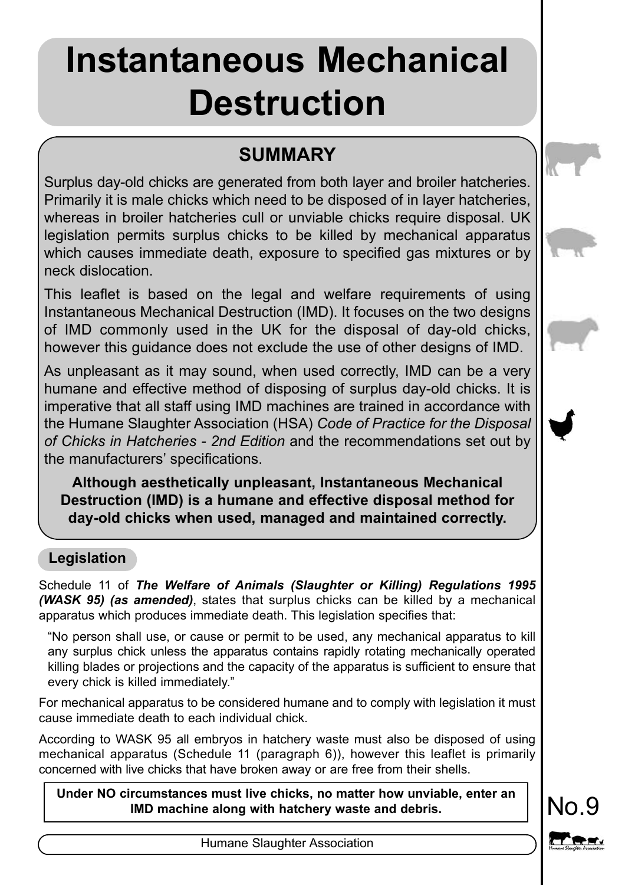# Instantaneous Mechanical Destruction

## SUMMARY

Surplus day-old chicks are generated from both layer and broiler hatcheries. Primarily it is male chicks which need to be disposed of in layer hatcheries, whereas in broiler hatcheries cull or unviable chicks require disposal. UK legislation permits surplus chicks to be killed by mechanical apparatus which causes immediate death, exposure to specified gas mixtures or by neck dislocation.

This leaflet is based on the legal and welfare requirements of using Instantaneous Mechanical Destruction (IMD). It focuses on the two designs of IMD commonly used in the UK for the disposal of day-old chicks, however this guidance does not exclude the use of other designs of IMD.

As unpleasant as it may sound, when used correctly, IMD can be a very humane and effective method of disposing of surplus day-old chicks. It is imperative that all staff using IMD machines are trained in accordance with the Humane Slaughter Association (HSA) *Code of Practice for the Disposal of Chicks in Hatcheries - 2nd Edition* and the recommendations set out by the manufacturers' specifications.

**Although aesthetically unpleasant, Instantaneous Mechanical Destruction (IMD) is a humane and effective disposal method for day-old chicks when used, managed and maintained correctly.**

## Legislation

Schedule 11 of ***The Welfare of Animals (Slaughter or Killing) Regulations 1995 (WASK 95) (as amended)***, states that surplus chicks can be killed by a mechanical apparatus which produces immediate death. This legislation specifies that:

> "No person shall use, or cause or permit to be used, any mechanical apparatus to kill any surplus chick unless the apparatus contains rapidly rotating mechanically operated killing blades or projections and the capacity of the apparatus is sufficient to ensure that every chick is killed immediately."

For mechanical apparatus to be considered humane and to comply with legislation it must cause immediate death to each individual chick.

According to WASK 95 all embryos in hatchery waste must also be disposed of using mechanical apparatus (Schedule 11 (paragraph 6)), however this leaflet is primarily concerned with live chicks that have broken away or are free from their shells.

**Under NO circumstances must live chicks, no matter how unviable, enter an IMD machine along with hatchery waste and debris.**

No.9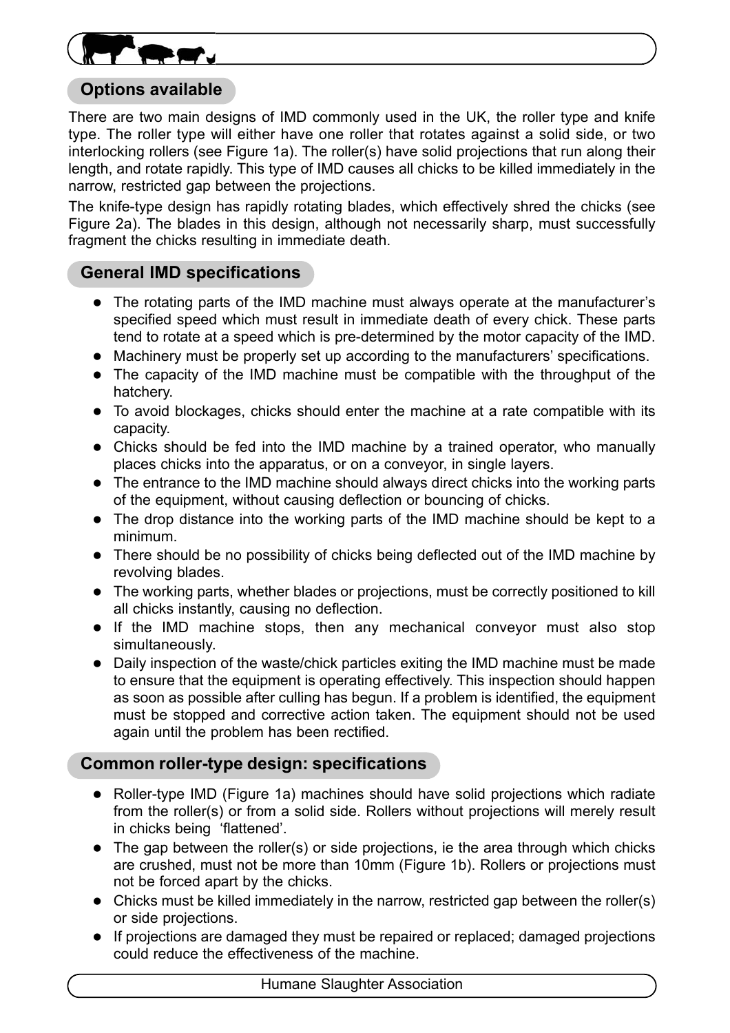## Options available

There are two main designs of IMD commonly used in the UK, the roller type and knife type. The roller type will either have one roller that rotates against a solid side, or two interlocking rollers (see Figure 1a). The roller(s) have solid projections that run along their length, and rotate rapidly. This type of IMD causes all chicks to be killed immediately in the narrow, restricted gap between the projections.

The knife-type design has rapidly rotating blades, which effectively shred the chicks (see Figure 2a). The blades in this design, although not necessarily sharp, must successfully fragment the chicks resulting in immediate death.

## General IMD specifications

- The rotating parts of the IMD machine must always operate at the manufacturer's specified speed which must result in immediate death of every chick. These parts tend to rotate at a speed which is pre-determined by the motor capacity of the IMD.
- Machinery must be properly set up according to the manufacturers' specifications.
- The capacity of the IMD machine must be compatible with the throughput of the hatchery.
- To avoid blockages, chicks should enter the machine at a rate compatible with its capacity.
- Chicks should be fed into the IMD machine by a trained operator, who manually places chicks into the apparatus, or on a conveyor, in single layers.
- The entrance to the IMD machine should always direct chicks into the working parts of the equipment, without causing deflection or bouncing of chicks.
- The drop distance into the working parts of the IMD machine should be kept to a minimum.
- There should be no possibility of chicks being deflected out of the IMD machine by revolving blades.
- The working parts, whether blades or projections, must be correctly positioned to kill all chicks instantly, causing no deflection.
- If the IMD machine stops, then any mechanical conveyor must also stop simultaneously.
- Daily inspection of the waste/chick particles exiting the IMD machine must be made to ensure that the equipment is operating effectively. This inspection should happen as soon as possible after culling has begun. If a problem is identified, the equipment must be stopped and corrective action taken. The equipment should not be used again until the problem has been rectified.

## Common roller-type design: specifications

- Roller-type IMD (Figure 1a) machines should have solid projections which radiate from the roller(s) or from a solid side. Rollers without projections will merely result in chicks being 'flattened'.
- The gap between the roller(s) or side projections, ie the area through which chicks are crushed, must not be more than 10mm (Figure 1b). Rollers or projections must not be forced apart by the chicks.
- Chicks must be killed immediately in the narrow, restricted gap between the roller(s) or side projections.
- If projections are damaged they must be repaired or replaced; damaged projections could reduce the effectiveness of the machine.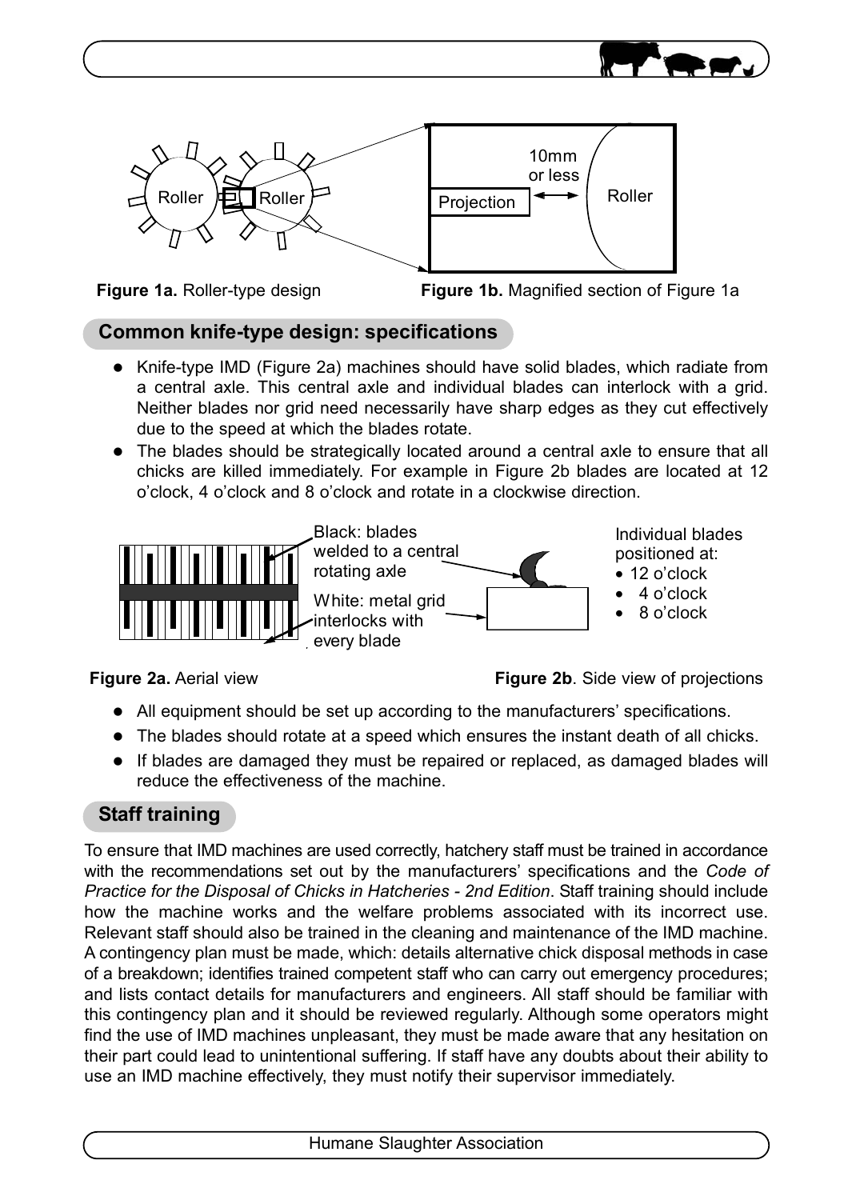Roller Roller

10mm or less

Projection Roller

**Figure 1a.** Roller-type design **Figure 1b.** Magnified section of Figure 1a

## Common knife-type design: specifications

- Knife-type IMD (Figure 2a) machines should have solid blades, which radiate from a central axle. This central axle and individual blades can interlock with a grid. Neither blades nor grid need necessarily have sharp edges as they cut effectively due to the speed at which the blades rotate.
- The blades should be strategically located around a central axle to ensure that all chicks are killed immediately. For example in Figure 2b blades are located at 12 o'clock, 4 o'clock and 8 o'clock and rotate in a clockwise direction.

Black: blades welded to a central rotating axle

White: metal grid interlocks with every blade

Individual blades positioned at:

- 12 o'clock
- 4 o'clock
- 8 o'clock

**Figure 2a.** Aerial view **Figure 2b**. Side view of projections

- All equipment should be set up according to the manufacturers' specifications.
- The blades should rotate at a speed which ensures the instant death of all chicks.
- If blades are damaged they must be repaired or replaced, as damaged blades will reduce the effectiveness of the machine.

## Staff training

To ensure that IMD machines are used correctly, hatchery staff must be trained in accordance with the recommendations set out by the manufacturers' specifications and the *Code of Practice for the Disposal of Chicks in Hatcheries - 2nd Edition*. Staff training should include how the machine works and the welfare problems associated with its incorrect use. Relevant staff should also be trained in the cleaning and maintenance of the IMD machine. A contingency plan must be made, which: details alternative chick disposal methods in case of a breakdown; identifies trained competent staff who can carry out emergency procedures; and lists contact details for manufacturers and engineers. All staff should be familiar with this contingency plan and it should be reviewed regularly. Although some operators might find the use of IMD machines unpleasant, they must be made aware that any hesitation on their part could lead to unintentional suffering. If staff have any doubts about their ability to use an IMD machine effectively, they must notify their supervisor immediately.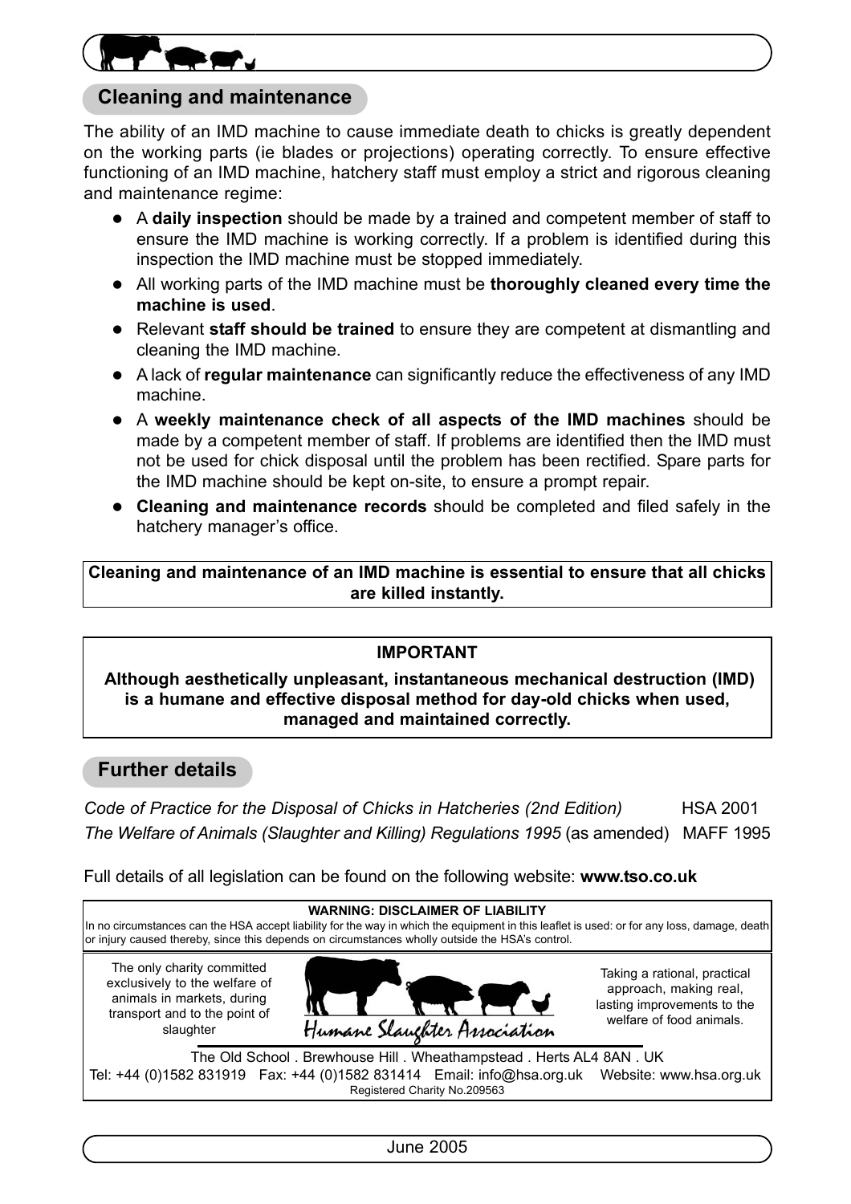## Cleaning and maintenance

The ability of an IMD machine to cause immediate death to chicks is greatly dependent on the working parts (ie blades or projections) operating correctly. To ensure effective functioning of an IMD machine, hatchery staff must employ a strict and rigorous cleaning and maintenance regime:

- A **daily inspection** should be made by a trained and competent member of staff to ensure the IMD machine is working correctly. If a problem is identified during this inspection the IMD machine must be stopped immediately.
- All working parts of the IMD machine must be **thoroughly cleaned every time the machine is used**.
- Relevant **staff should be trained** to ensure they are competent at dismantling and cleaning the IMD machine.
- A lack of **regular maintenance** can significantly reduce the effectiveness of any IMD machine.
- A **weekly maintenance check of all aspects of the IMD machines** should be made by a competent member of staff. If problems are identified then the IMD must not be used for chick disposal until the problem has been rectified. Spare parts for the IMD machine should be kept on-site, to ensure a prompt repair.
- **Cleaning and maintenance records** should be completed and filed safely in the hatchery manager's office.

**Cleaning and maintenance of an IMD machine is essential to ensure that all chicks are killed instantly.**

**IMPORTANT**

**Although aesthetically unpleasant, instantaneous mechanical destruction (IMD) is a humane and effective disposal method for day-old chicks when used, managed and maintained correctly.**

## Further details

*Code of Practice for the Disposal of Chicks in Hatcheries (2nd Edition)* HSA 2001

*The Welfare of Animals (Slaughter and Killing) Regulations 1995* (as amended) MAFF 1995

Full details of all legislation can be found on the following website: **www.tso.co.uk**

**WARNING: DISCLAIMER OF LIABILITY**

In no circumstances can the HSA accept liability for the way in which the equipment in this leaflet is used: or for any loss, damage, death or injury caused thereby, since this depends on circumstances wholly outside the HSA's control.

The only charity committed exclusively to the welfare of animals in markets, during transport and to the point of slaughter

Humane Slaughter Association

Taking a rational, practical approach, making real, lasting improvements to the welfare of food animals.

The Old School . Brewhouse Hill . Wheathampstead . Herts AL4 8AN . UK

Tel: +44 (0)1582 831919 Fax: +44 (0)1582 831414 Email: info@hsa.org.uk Website: www.hsa.org.uk

Registered Charity No.209563

June 2005